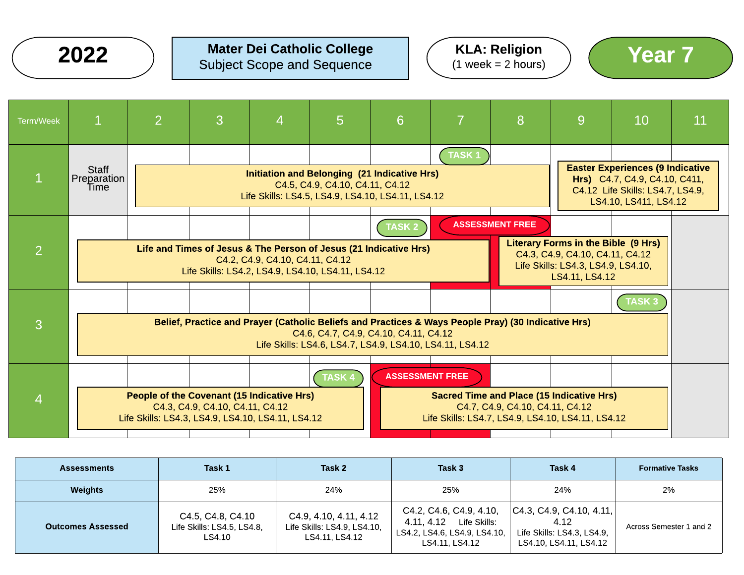**2022**

**Mater Dei Catholic College**
Subject Scope and Sequence

**KLA: Religion**
(1 week = 2 hours)

**Year 7**

| Term/Week | 1 | 2 | 3 | 4 | 5 | 6 | 7 | 8 | 9 | 10 | 11 |
|---|---|---|---|---|---|---|---|---|---|---|---|
| 1 | Staff Preparation Time | **Initiation and Belonging (21 Indicative Hrs)** C4.5, C4.9, C4.10, C4.11, C4.12 Life Skills: LS4.5, LS4.9, LS4.10, LS4.11, LS4.12 | | | | | TASK 1 | | **Easter Experiences (9 Indicative Hrs)** C4.7, C4.9, C4.10, C411, C4.12 Life Skills: LS4.7, LS4.9, LS4.10, LS411, LS4.12 | | |
| 2 | **Life and Times of Jesus & The Person of Jesus (21 Indicative Hrs)** C4.2, C4.9, C4.10, C4.11, C4.12 Life Skills: LS4.2, LS4.9, LS4.10, LS4.11, LS4.12 | | | | | TASK 2 | ASSESSMENT FREE | **Literary Forms in the Bible (9 Hrs)** C4.3, C4.9, C4.10, C4.11, C4.12 Life Skills: LS4.3, LS4.9, LS4.10, LS4.11, LS4.12 | | | |
| 3 | **Belief, Practice and Prayer (Catholic Beliefs and Practices & Ways People Pray) (30 Indicative Hrs)** C4.6, C4.7, C4.9, C4.10, C4.11, C4.12 Life Skills: LS4.6, LS4.7, LS4.9, LS4.10, LS4.11, LS4.12 | | | | | | | | | TASK 3 | |
| 4 | **People of the Covenant (15 Indicative Hrs)** C4.3, C4.9, C4.10, C4.11, C4.12 Life Skills: LS4.3, LS4.9, LS4.10, LS4.11, LS4.12 | | | | TASK 4 | ASSESSMENT FREE | | **Sacred Time and Place (15 Indicative Hrs)** C4.7, C4.9, C4.10, C4.11, C4.12 Life Skills: LS4.7, LS4.9, LS4.10, LS4.11, LS4.12 | | | |

| Assessments | Task 1 | Task 2 | Task 3 | Task 4 | Formative Tasks |
|---|---|---|---|---|---|
| Weights | 25% | 24% | 25% | 24% | 2% |
| Outcomes Assessed | C4.5, C4.8, C4.10 Life Skills: LS4.5, LS4.8, LS4.10 | C4.9, 4.10, 4.11, 4.12 Life Skills: LS4.9, LS4.10, LS4.11, LS4.12 | C4.2, C4.6, C4.9, 4.10, 4.11, 4.12 Life Skills: LS4.2, LS4.6, LS4.9, LS4.10, LS4.11, LS4.12 | C4.3, C4.9, C4.10, 4.11, 4.12 Life Skills: LS4.3, LS4.9, LS4.10, LS4.11, LS4.12 | Across Semester 1 and 2 |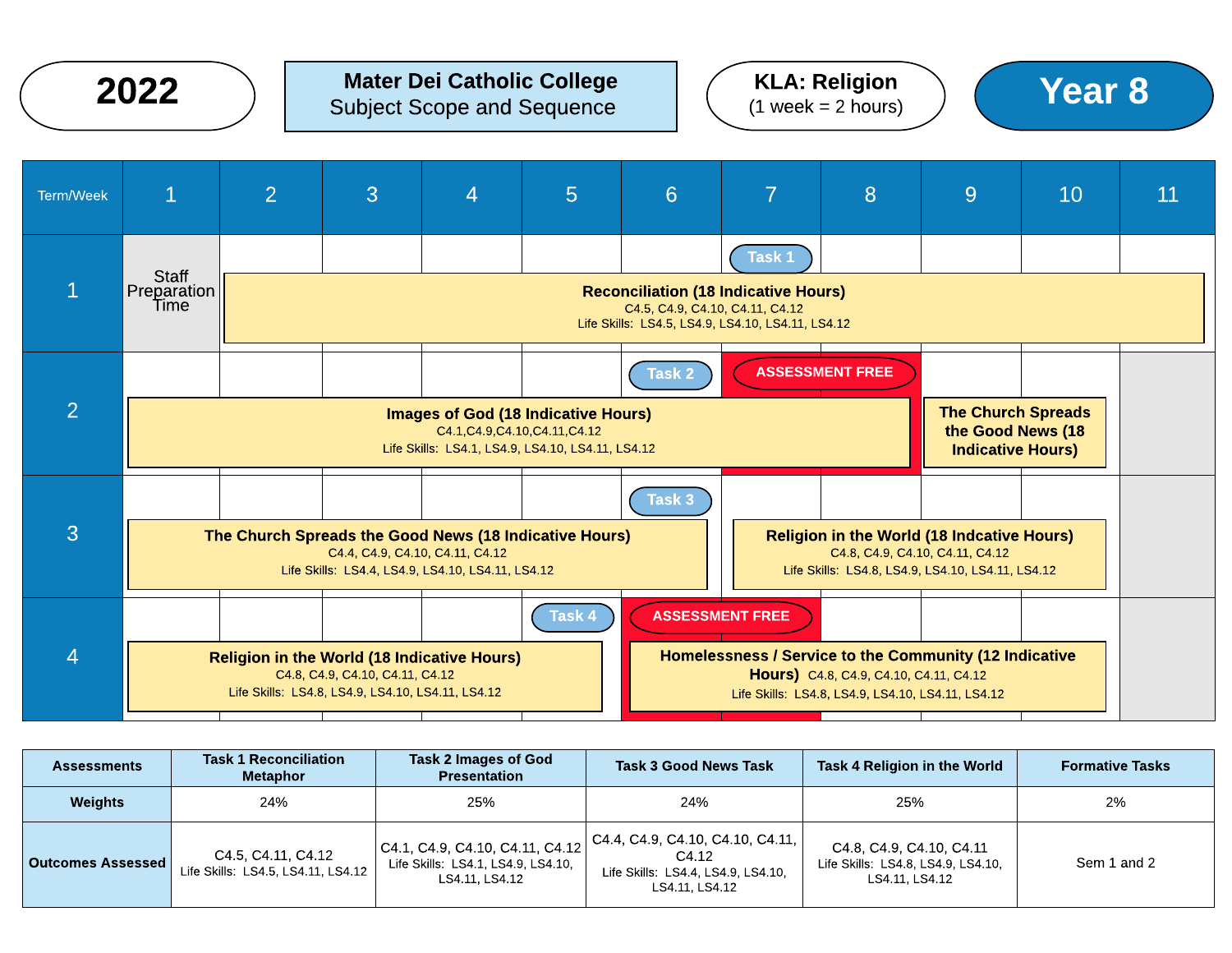**2022**

**Mater Dei Catholic College**
Subject Scope and Sequence

**KLA: Religion**
(1 week = 2 hours)

**Year 8**

| Term/Week | 1 | 2 | 3 | 4 | 5 | 6 | 7 | 8 | 9 | 10 | 11 |
|---|---|---|---|---|---|---|---|---|---|---|---|
| 1 | Staff Preparation Time | **Reconciliation (18 Indicative Hours)** C4.5, C4.9, C4.10, C4.11, C4.12 Life Skills: LS4.5, LS4.9, LS4.10, LS4.11, LS4.12 | | | | | Task 1 | | | | |
| 2 | **Images of God (18 Indicative Hours)** C4.1,C4.9,C4.10,C4.11,C4.12 Life Skills: LS4.1, LS4.9, LS4.10, LS4.11, LS4.12 | | | | | Task 2 | ASSESSMENT FREE | ASSESSMENT FREE | **The Church Spreads the Good News (18 Indicative Hours)** | | |
| 3 | **The Church Spreads the Good News (18 Indicative Hours)** C4.4, C4.9, C4.10, C4.11, C4.12 Life Skills: LS4.4, LS4.9, LS4.10, LS4.11, LS4.12 | | | | | Task 3 | **Religion in the World (18 Indcative Hours)** C4.8, C4.9, C4.10, C4.11, C4.12 Life Skills: LS4.8, LS4.9, LS4.10, LS4.11, LS4.12 | | | | |
| 4 | **Religion in the World (18 Indicative Hours)** C4.8, C4.9, C4.10, C4.11, C4.12 Life Skills: LS4.8, LS4.9, LS4.10, LS4.11, LS4.12 | | | | Task 4 | ASSESSMENT FREE | ASSESSMENT FREE | **Homelessness / Service to the Community (12 Indicative Hours)** C4.8, C4.9, C4.10, C4.11, C4.12 Life Skills: LS4.8, LS4.9, LS4.10, LS4.11, LS4.12 | | | |

| Assessments | Task 1 Reconciliation Metaphor | Task 2 Images of God Presentation | Task 3 Good News Task | Task 4 Religion in the World | Formative Tasks |
|---|---|---|---|---|---|
| **Weights** | 24% | 25% | 24% | 25% | 2% |
| **Outcomes Assessed** | C4.5, C4.11, C4.12 Life Skills: LS4.5, LS4.11, LS4.12 | C4.1, C4.9, C4.10, C4.11, C4.12 Life Skills: LS4.1, LS4.9, LS4.10, LS4.11, LS4.12 | C4.4, C4.9, C4.10, C4.10, C4.11, C4.12 Life Skills: LS4.4, LS4.9, LS4.10, LS4.11, LS4.12 | C4.8, C4.9, C4.10, C4.11 Life Skills: LS4.8, LS4.9, LS4.10, LS4.11, LS4.12 | Sem 1 and 2 |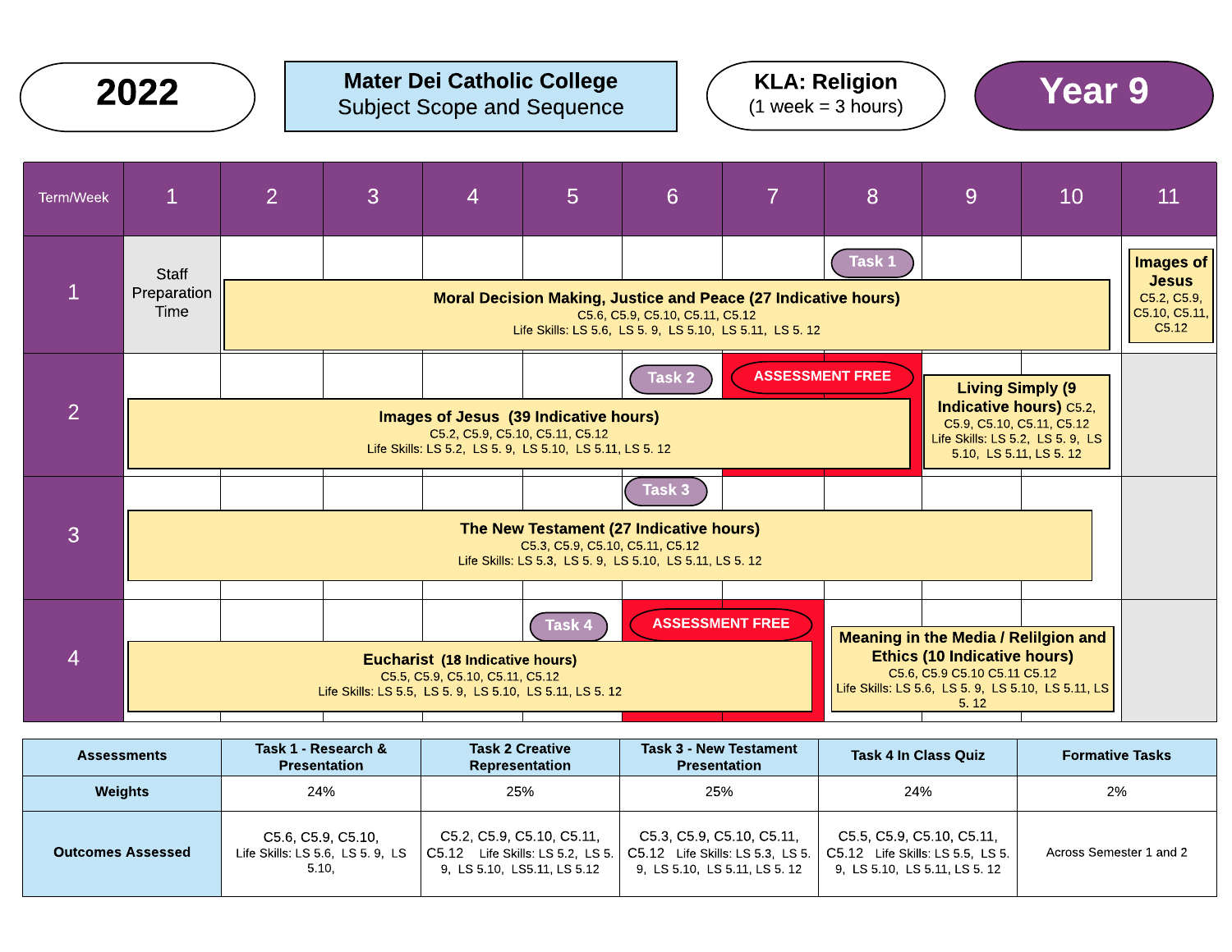# 2022

## Mater Dei Catholic College
Subject Scope and Sequence

**KLA: Religion**
(1 week = 3 hours)

## Year 9

| Term/Week | 1 | 2 | 3 | 4 | 5 | 6 | 7 | 8 | 9 | 10 | 11 |
|---|---|---|---|---|---|---|---|---|---|---|---|
| 1 | Staff Preparation Time | **Moral Decision Making, Justice and Peace (27 Indicative hours)** C5.6, C5.9, C5.10, C5.11, C5.12 Life Skills: LS 5.6, LS 5. 9, LS 5.10, LS 5.11, LS 5. 12 | | | | | | Task 1 | | | **Images of Jesus** C5.2, C5.9, C5.10, C5.11, C5.12 |
| 2 | **Images of Jesus (39 Indicative hours)** C5.2, C5.9, C5.10, C5.11, C5.12 Life Skills: LS 5.2, LS 5. 9, LS 5.10, LS 5.11, LS 5. 12 | | | | | Task 2 | ASSESSMENT FREE | ASSESSMENT FREE | **Living Simply (9 Indicative hours)** C5.2, C5.9, C5.10, C5.11, C5.12 Life Skills: LS 5.2, LS 5. 9, LS 5.10, LS 5.11, LS 5. 12 | | |
| 3 | **The New Testament (27 Indicative hours)** C5.3, C5.9, C5.10, C5.11, C5.12 Life Skills: LS 5.3, LS 5. 9, LS 5.10, LS 5.11, LS 5. 12 | | | | | Task 3 | | | | | |
| 4 | **Eucharist (18 Indicative hours)** C5.5, C5.9, C5.10, C5.11, C5.12 Life Skills: LS 5.5, LS 5. 9, LS 5.10, LS 5.11, LS 5. 12 | | | | Task 4 | ASSESSMENT FREE | ASSESSMENT FREE | **Meaning in the Media / Relilgion and Ethics (10 Indicative hours)** C5.6, C5.9 C5.10 C5.11 C5.12 Life Skills: LS 5.6, LS 5. 9, LS 5.10, LS 5.11, LS 5. 12 | | | |

| Assessments | Task 1 - Research & Presentation | Task 2 Creative Representation | Task 3 - New Testament Presentation | Task 4 In Class Quiz | Formative Tasks |
|---|---|---|---|---|---|
| **Weights** | 24% | 25% | 25% | 24% | 2% |
| **Outcomes Assessed** | C5.6, C5.9, C5.10, Life Skills: LS 5.6, LS 5. 9, LS 5.10, | C5.2, C5.9, C5.10, C5.11, C5.12 Life Skills: LS 5.2, LS 5. 9, LS 5.10, LS5.11, LS 5.12 | C5.3, C5.9, C5.10, C5.11, C5.12 Life Skills: LS 5.3, LS 5. 9, LS 5.10, LS 5.11, LS 5. 12 | C5.5, C5.9, C5.10, C5.11, C5.12 Life Skills: LS 5.5, LS 5. 9, LS 5.10, LS 5.11, LS 5. 12 | Across Semester 1 and 2 |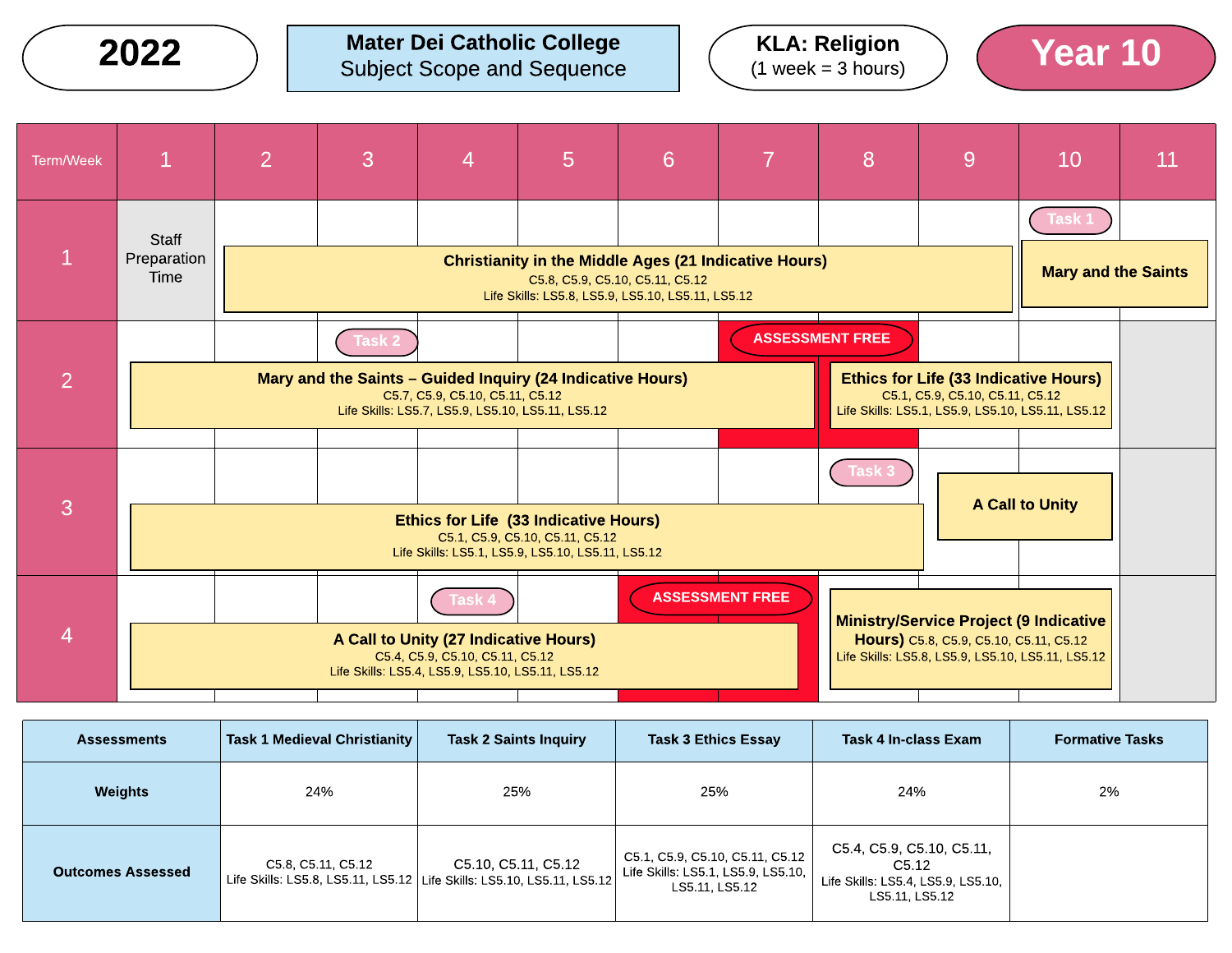**2022** | **Mater Dei Catholic College** Subject Scope and Sequence | **KLA: Religion** (1 week = 3 hours) | **Year 10**

| Term/Week | 1 | 2 | 3 | 4 | 5 | 6 | 7 | 8 | 9 | 10 | 11 |
|---|---|---|---|---|---|---|---|---|---|---|---|
| 1 | Staff Preparation Time | **Christianity in the Middle Ages (21 Indicative Hours)** C5.8, C5.9, C5.10, C5.11, C5.12 Life Skills: LS5.8, LS5.9, LS5.10, LS5.11, LS5.12 | | | | | | | | Task 1 **Mary and the Saints** | |
| 2 | **Mary and the Saints – Guided Inquiry (24 Indicative Hours)** C5.7, C5.9, C5.10, C5.11, C5.12 Life Skills: LS5.7, LS5.9, LS5.10, LS5.11, LS5.12 | | Task 2 | | | | ASSESSMENT FREE | **Ethics for Life (33 Indicative Hours)** C5.1, C5.9, C5.10, C5.11, C5.12 Life Skills: LS5.1, LS5.9, LS5.10, LS5.11, LS5.12 | | | |
| 3 | **Ethics for Life (33 Indicative Hours)** C5.1, C5.9, C5.10, C5.11, C5.12 Life Skills: LS5.1, LS5.9, LS5.10, LS5.11, LS5.12 | | | | | | | Task 3 | **A Call to Unity** | | |
| 4 | **A Call to Unity (27 Indicative Hours)** C5.4, C5.9, C5.10, C5.11, C5.12 Life Skills: LS5.4, LS5.9, LS5.10, LS5.11, LS5.12 | | | Task 4 | | ASSESSMENT FREE | | **Ministry/Service Project (9 Indicative Hours)** C5.8, C5.9, C5.10, C5.11, C5.12 Life Skills: LS5.8, LS5.9, LS5.10, LS5.11, LS5.12 | | | |

| Assessments | Task 1 Medieval Christianity | Task 2 Saints Inquiry | Task 3 Ethics Essay | Task 4 In-class Exam | Formative Tasks |
|---|---|---|---|---|---|
| Weights | 24% | 25% | 25% | 24% | 2% |
| Outcomes Assessed | C5.8, C5.11, C5.12 Life Skills: LS5.8, LS5.11, LS5.12 | C5.10, C5.11, C5.12 Life Skills: LS5.10, LS5.11, LS5.12 | C5.1, C5.9, C5.10, C5.11, C5.12 Life Skills: LS5.1, LS5.9, LS5.10, LS5.11, LS5.12 | C5.4, C5.9, C5.10, C5.11, C5.12 Life Skills: LS5.4, LS5.9, LS5.10, LS5.11, LS5.12 | |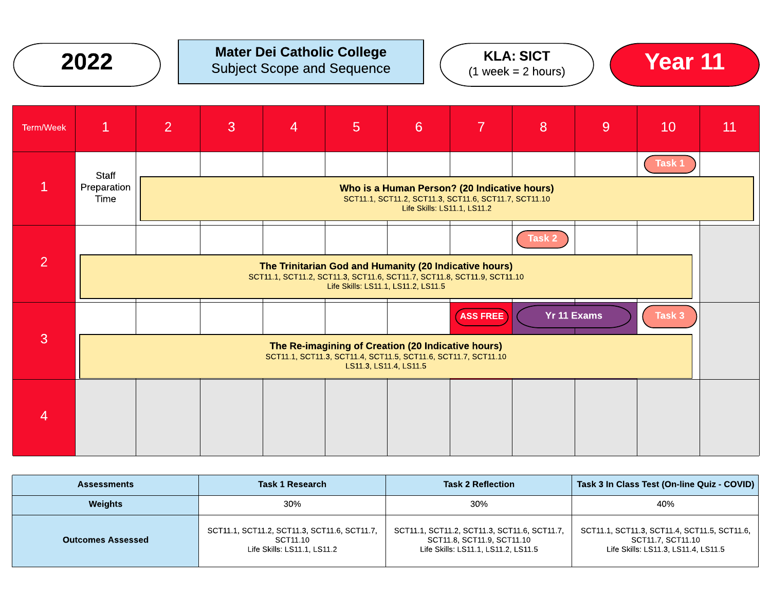**2022**

**Mater Dei Catholic College**
Subject Scope and Sequence

**KLA: SICT**
(1 week = 2 hours)

**Year 11**

| Term/Week | 1 | 2 | 3 | 4 | 5 | 6 | 7 | 8 | 9 | 10 | 11 |
|---|---|---|---|---|---|---|---|---|---|---|---|
| 1 | Staff Preparation Time | **Who is a Human Person? (20 Indicative hours)** SCT11.1, SCT11.2, SCT11.3, SCT11.6, SCT11.7, SCT11.10 Life Skills: LS11.1, LS11.2 | | | | | | | | Task 1 | |
| 2 | **The Trinitarian God and Humanity (20 Indicative hours)** SCT11.1, SCT11.2, SCT11.3, SCT11.6, SCT11.7, SCT11.8, SCT11.9, SCT11.10 Life Skills: LS11.1, LS11.2, LS11.5 | | | | | | | Task 2 | | | |
| 3 | **The Re-imagining of Creation (20 Indicative hours)** SCT11.1, SCT11.3, SCT11.4, SCT11.5, SCT11.6, SCT11.7, SCT11.10 LS11.3, LS11.4, LS11.5 | | | | | | ASS FREE | Yr 11 Exams | Yr 11 Exams | Task 3 | |
| 4 | | | | | | | | | | | |

| Assessments | Task 1 Research | Task 2 Reflection | Task 3 In Class Test (On-line Quiz - COVID) |
|---|---|---|---|
| Weights | 30% | 30% | 40% |
| Outcomes Assessed | SCT11.1, SCT11.2, SCT11.3, SCT11.6, SCT11.7, SCT11.10 Life Skills: LS11.1, LS11.2 | SCT11.1, SCT11.2, SCT11.3, SCT11.6, SCT11.7, SCT11.8, SCT11.9, SCT11.10 Life Skills: LS11.1, LS11.2, LS11.5 | SCT11.1, SCT11.3, SCT11.4, SCT11.5, SCT11.6, SCT11.7, SCT11.10 Life Skills: LS11.3, LS11.4, LS11.5 |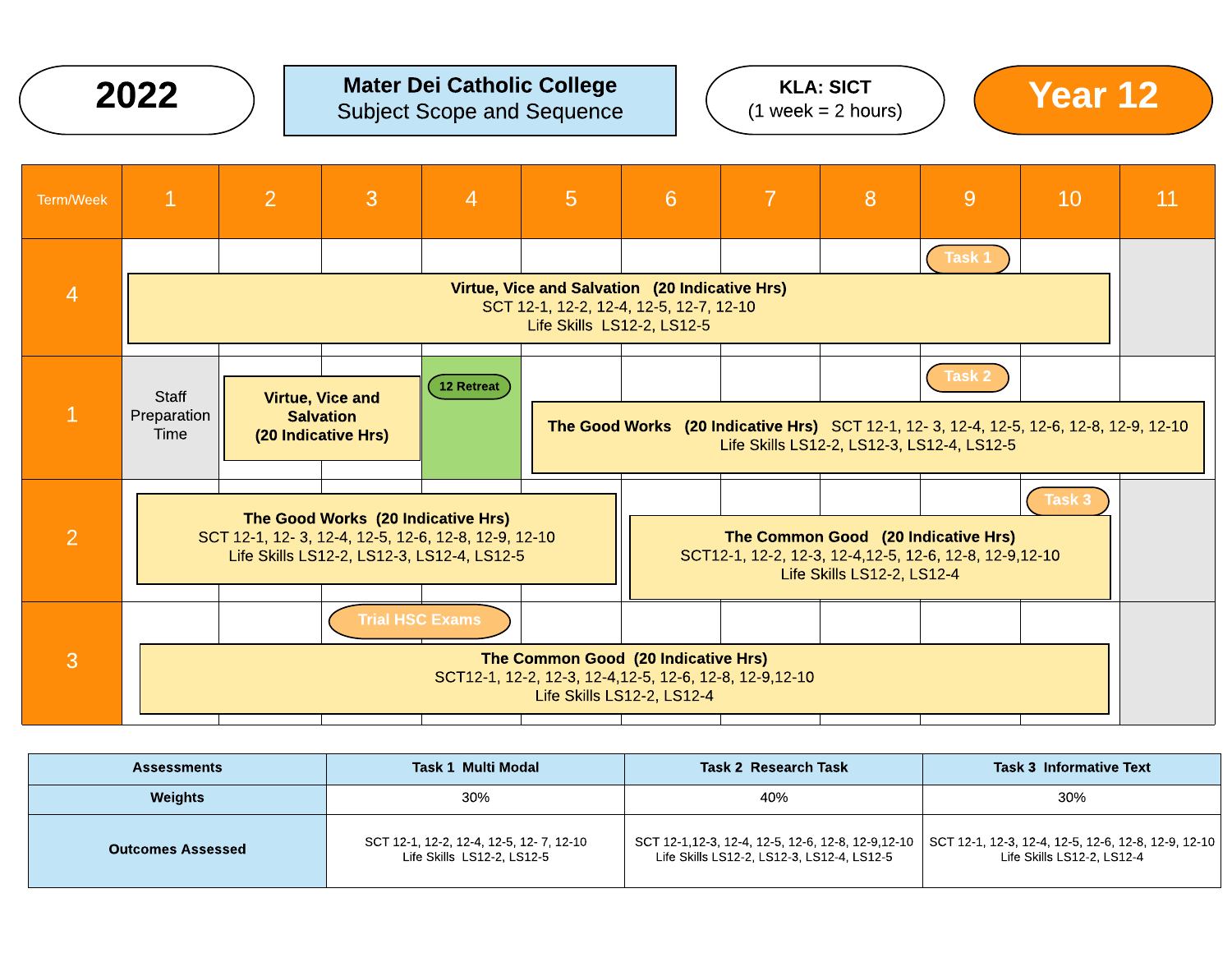# 2022

## Mater Dei Catholic College
Subject Scope and Sequence

**KLA: SICT**
(1 week = 2 hours)

# Year 12

| Term/Week | 1 | 2 | 3 | 4 | 5 | 6 | 7 | 8 | 9 | 10 | 11 |
|---|---|---|---|---|---|---|---|---|---|---|---|
| 4 | **Virtue, Vice and Salvation (20 Indicative Hrs)** SCT 12-1, 12-2, 12-4, 12-5, 12-7, 12-10 Life Skills LS12-2, LS12-5 | | | | | | | | Task 1 | | |
| 1 | Staff Preparation Time | **Virtue, Vice and Salvation (20 Indicative Hrs)** | | 12 Retreat | **The Good Works (20 Indicative Hrs)** SCT 12-1, 12- 3, 12-4, 12-5, 12-6, 12-8, 12-9, 12-10 Life Skills LS12-2, LS12-3, LS12-4, LS12-5 | | | | Task 2 | | |
| 2 | **The Good Works (20 Indicative Hrs)** SCT 12-1, 12- 3, 12-4, 12-5, 12-6, 12-8, 12-9, 12-10 Life Skills LS12-2, LS12-3, LS12-4, LS12-5 | | | | | **The Common Good (20 Indicative Hrs)** SCT12-1, 12-2, 12-3, 12-4,12-5, 12-6, 12-8, 12-9,12-10 Life Skills LS12-2, LS12-4 | | | | Task 3 | |
| 3 | **The Common Good (20 Indicative Hrs)** SCT12-1, 12-2, 12-3, 12-4,12-5, 12-6, 12-8, 12-9,12-10 Life Skills LS12-2, LS12-4 | | Trial HSC Exams | | | | | | | | |

| Assessments | Task 1 Multi Modal | Task 2 Research Task | Task 3 Informative Text |
|---|---|---|---|
| **Weights** | 30% | 40% | 30% |
| **Outcomes Assessed** | SCT 12-1, 12-2, 12-4, 12-5, 12- 7, 12-10 Life Skills LS12-2, LS12-5 | SCT 12-1,12-3, 12-4, 12-5, 12-6, 12-8, 12-9,12-10 Life Skills LS12-2, LS12-3, LS12-4, LS12-5 | SCT 12-1, 12-3, 12-4, 12-5, 12-6, 12-8, 12-9, 12-10 Life Skills LS12-2, LS12-4 |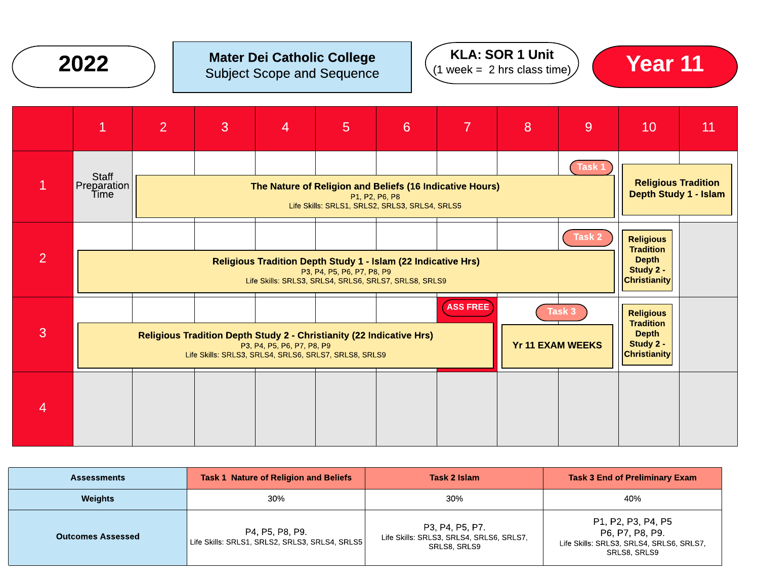**2022**

**Mater Dei Catholic College**
Subject Scope and Sequence

**KLA: SOR 1 Unit**
(1 week = 2 hrs class time)

**Year 11**

| | 1 | 2 | 3 | 4 | 5 | 6 | 7 | 8 | 9 | 10 | 11 |
|---|---|---|---|---|---|---|---|---|---|---|---|
| 1 | Staff Preparation Time | **The Nature of Religion and Beliefs (16 Indicative Hours)** P1, P2, P6, P8 Life Skills: SRLS1, SRLS2, SRLS3, SRLS4, SRLS5 | | | | | | | Task 1 | **Religious Tradition Depth Study 1 - Islam** | |
| 2 | **Religious Tradition Depth Study 1 - Islam (22 Indicative Hrs)** P3, P4, P5, P6, P7, P8, P9 Life Skills: SRLS3, SRLS4, SRLS6, SRLS7, SRLS8, SRLS9 | | | | | | | | Task 2 | **Religious Tradition Depth Study 2 - Christianity** | |
| 3 | **Religious Tradition Depth Study 2 - Christianity (22 Indicative Hrs)** P3, P4, P5, P6, P7, P8, P9 Life Skills: SRLS3, SRLS4, SRLS6, SRLS7, SRLS8, SRLS9 | | | | | | ASS FREE | Task 3 **Yr 11 EXAM WEEKS** | | **Religious Tradition Depth Study 2 - Christianity** | |
| 4 | | | | | | | | | | | |

| Assessments | Task 1 Nature of Religion and Beliefs | Task 2 Islam | Task 3 End of Preliminary Exam |
|---|---|---|---|
| **Weights** | 30% | 30% | 40% |
| **Outcomes Assessed** | P4, P5, P8, P9. Life Skills: SRLS1, SRLS2, SRLS3, SRLS4, SRLS5 | P3, P4, P5, P7. Life Skills: SRLS3, SRLS4, SRLS6, SRLS7, SRLS8, SRLS9 | P1, P2, P3, P4, P5 P6, P7, P8, P9. Life Skills: SRLS3, SRLS4, SRLS6, SRLS7, SRLS8, SRLS9 |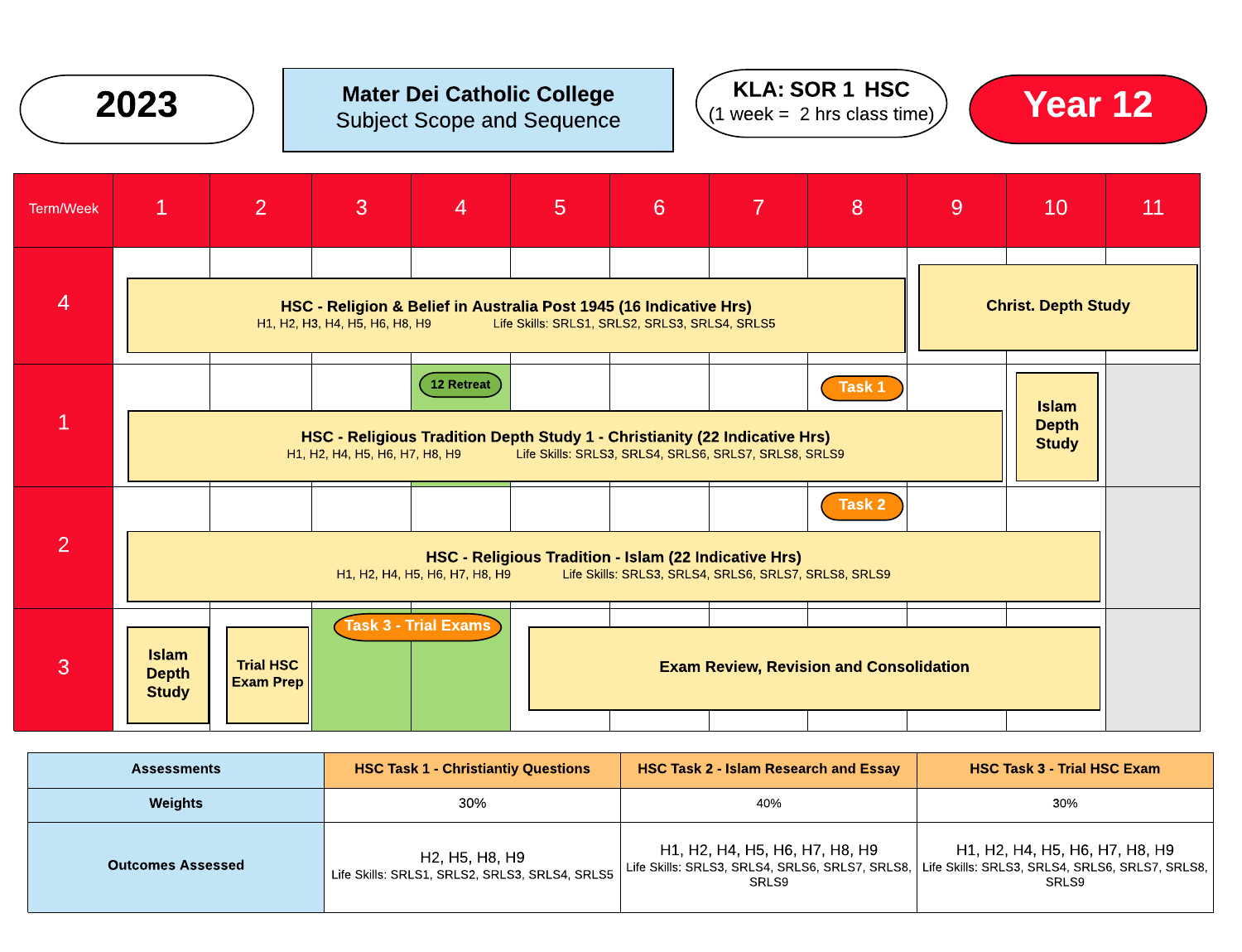# 2023

**Mater Dei Catholic College**
Subject Scope and Sequence

**KLA: SOR 1 HSC**
(1 week = 2 hrs class time)

# Year 12

| Term/Week | 1 | 2 | 3 | 4 | 5 | 6 | 7 | 8 | 9 | 10 | 11 |
|---|---|---|---|---|---|---|---|---|---|---|---|
| 4 | **HSC - Religion & Belief in Australia Post 1945 (16 Indicative Hrs)** H1, H2, H3, H4, H5, H6, H8, H9 Life Skills: SRLS1, SRLS2, SRLS3, SRLS4, SRLS5 | | | | | | | | **Christ. Depth Study** | | |
| 1 | **HSC - Religious Tradition Depth Study 1 - Christianity (22 Indicative Hrs)** H1, H2, H4, H5, H6, H7, H8, H9 Life Skills: SRLS3, SRLS4, SRLS6, SRLS7, SRLS8, SRLS9 | | | 12 Retreat | | | | Task 1 | | **Islam Depth Study** | |
| 2 | **HSC - Religious Tradition - Islam (22 Indicative Hrs)** H1, H2, H4, H5, H6, H7, H8, H9 Life Skills: SRLS3, SRLS4, SRLS6, SRLS7, SRLS8, SRLS9 | | | | | | | Task 2 | | | |
| 3 | **Islam Depth Study** | **Trial HSC Exam Prep** | Task 3 - Trial Exams | Task 3 - Trial Exams | **Exam Review, Revision and Consolidation** | | | | | | |

| Assessments | HSC Task 1 - Christiantiy Questions | HSC Task 2 - Islam Research and Essay | HSC Task 3 - Trial HSC Exam |
|---|---|---|---|
| **Weights** | 30% | 40% | 30% |
| **Outcomes Assessed** | H2, H5, H8, H9 Life Skills: SRLS1, SRLS2, SRLS3, SRLS4, SRLS5 | H1, H2, H4, H5, H6, H7, H8, H9 Life Skills: SRLS3, SRLS4, SRLS6, SRLS7, SRLS8, SRLS9 | H1, H2, H4, H5, H6, H7, H8, H9 Life Skills: SRLS3, SRLS4, SRLS6, SRLS7, SRLS8, SRLS9 |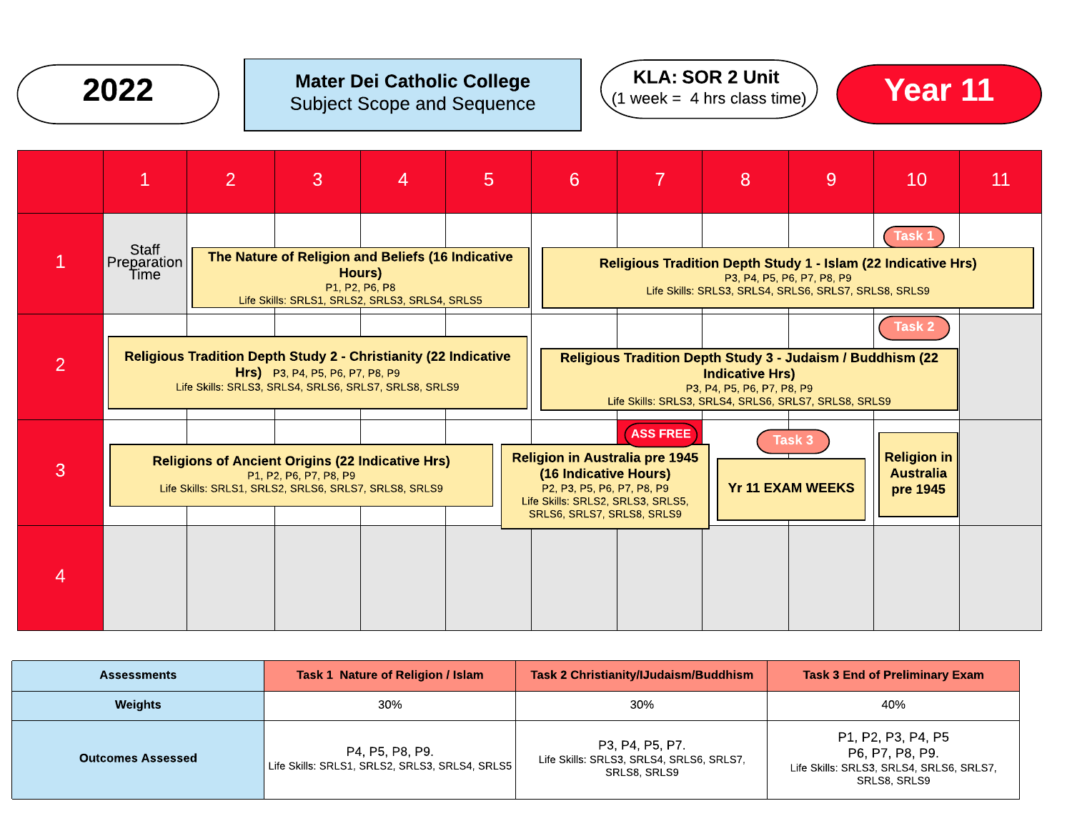**2022**

**Mater Dei Catholic College**
Subject Scope and Sequence

**KLA: SOR 2 Unit**
(1 week = 4 hrs class time)

**Year 11**

| Term | 1 | 2 | 3 | 4 | 5 | 6 | 7 | 8 | 9 | 10 | 11 |
|---|---|---|---|---|---|---|---|---|---|---|---|
| 1 | Staff Preparation Time | **The Nature of Religion and Beliefs (16 Indicative Hours)** P1, P2, P6, P8 Life Skills: SRLS1, SRLS2, SRLS3, SRLS4, SRLS5 | | | | **Religious Tradition Depth Study 1 - Islam (22 Indicative Hrs)** P3, P4, P5, P6, P7, P8, P9 Life Skills: SRLS3, SRLS4, SRLS6, SRLS7, SRLS8, SRLS9 | | | | Task 1 | |
| 2 | **Religious Tradition Depth Study 2 - Christianity (22 Indicative Hrs)** P3, P4, P5, P6, P7, P8, P9 Life Skills: SRLS3, SRLS4, SRLS6, SRLS7, SRLS8, SRLS9 | | | | | **Religious Tradition Depth Study 3 - Judaism / Buddhism (22 Indicative Hrs)** P3, P4, P5, P6, P7, P8, P9 Life Skills: SRLS3, SRLS4, SRLS6, SRLS7, SRLS8, SRLS9 | | | | Task 2 | |
| 3 | **Religions of Ancient Origins (22 Indicative Hrs)** P1, P2, P6, P7, P8, P9 Life Skills: SRLS1, SRLS2, SRLS6, SRLS7, SRLS8, SRLS9 | | | | | **Religion in Australia pre 1945 (16 Indicative Hours)** P2, P3, P5, P6, P7, P8, P9 Life Skills: SRLS2, SRLS3, SRLS5, SRLS6, SRLS7, SRLS8, SRLS9 | ASS FREE | Task 3 **Yr 11 EXAM WEEKS** | | **Religion in Australia pre 1945** | |
| 4 | | | | | | | | | | | |

| Assessments | Task 1 Nature of Religion / Islam | Task 2 Christianity/IJudaism/Buddhism | Task 3 End of Preliminary Exam |
|---|---|---|---|
| Weights | 30% | 30% | 40% |
| Outcomes Assessed | P4, P5, P8, P9. Life Skills: SRLS1, SRLS2, SRLS3, SRLS4, SRLS5 | P3, P4, P5, P7. Life Skills: SRLS3, SRLS4, SRLS6, SRLS7, SRLS8, SRLS9 | P1, P2, P3, P4, P5 P6, P7, P8, P9. Life Skills: SRLS3, SRLS4, SRLS6, SRLS7, SRLS8, SRLS9 |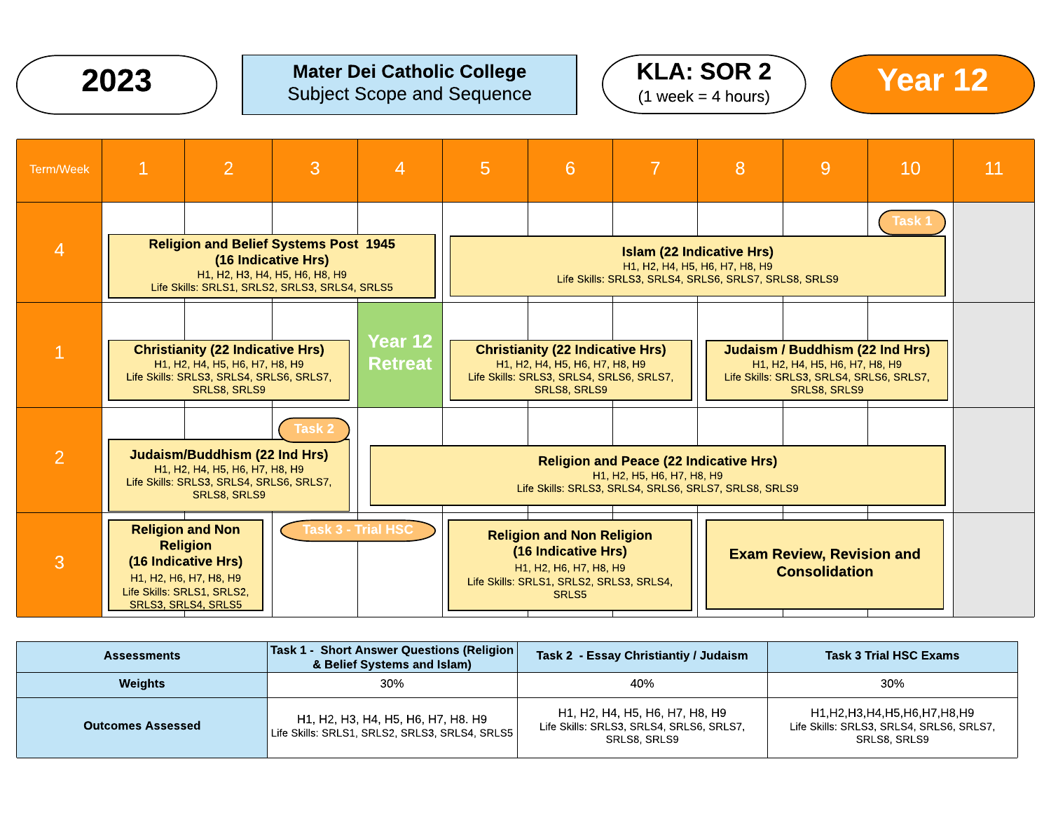# 2023

**Mater Dei Catholic College**
Subject Scope and Sequence

**KLA: SOR 2**
(1 week = 4 hours)

**Year 12**

| Term/Week | 1 | 2 | 3 | 4 | 5 | 6 | 7 | 8 | 9 | 10 | 11 |
|---|---|---|---|---|---|---|---|---|---|---|---|
| 4 | **Religion and Belief Systems Post 1945 (16 Indicative Hrs)** H1, H2, H3, H4, H5, H6, H8, H9 Life Skills: SRLS1, SRLS2, SRLS3, SRLS4, SRLS5 | | | | **Islam (22 Indicative Hrs)** H1, H2, H4, H5, H6, H7, H8, H9 Life Skills: SRLS3, SRLS4, SRLS6, SRLS7, SRLS8, SRLS9 | | | | | Task 1 | |
| 1 | **Christianity (22 Indicative Hrs)** H1, H2, H4, H5, H6, H7, H8, H9 Life Skills: SRLS3, SRLS4, SRLS6, SRLS7, SRLS8, SRLS9 | | | **Year 12 Retreat** | **Christianity (22 Indicative Hrs)** H1, H2, H4, H5, H6, H7, H8, H9 Life Skills: SRLS3, SRLS4, SRLS6, SRLS7, SRLS8, SRLS9 | | | **Judaism / Buddhism (22 Ind Hrs)** H1, H2, H4, H5, H6, H7, H8, H9 Life Skills: SRLS3, SRLS4, SRLS6, SRLS7, SRLS8, SRLS9 | | | |
| 2 | **Judaism/Buddhism (22 Ind Hrs)** H1, H2, H4, H5, H6, H7, H8, H9 Life Skills: SRLS3, SRLS4, SRLS6, SRLS7, SRLS8, SRLS9 | | Task 2 | **Religion and Peace (22 Indicative Hrs)** H1, H2, H5, H6, H7, H8, H9 Life Skills: SRLS3, SRLS4, SRLS6, SRLS7, SRLS8, SRLS9 | | | | | | | |
| 3 | **Religion and Non Religion (16 Indicative Hrs)** H1, H2, H6, H7, H8, H9 Life Skills: SRLS1, SRLS2, SRLS3, SRLS4, SRLS5 | | Task 3 - Trial HSC | | **Religion and Non Religion (16 Indicative Hrs)** H1, H2, H6, H7, H8, H9 Life Skills: SRLS1, SRLS2, SRLS3, SRLS4, SRLS5 | | | **Exam Review, Revision and Consolidation** | | | |

| Assessments | Task 1 - Short Answer Questions (Religion & Belief Systems and Islam) | Task 2 - Essay Christiantiy / Judaism | Task 3 Trial HSC Exams |
|---|---|---|---|
| Weights | 30% | 40% | 30% |
| Outcomes Assessed | H1, H2, H3, H4, H5, H6, H7, H8. H9 Life Skills: SRLS1, SRLS2, SRLS3, SRLS4, SRLS5 | H1, H2, H4, H5, H6, H7, H8, H9 Life Skills: SRLS3, SRLS4, SRLS6, SRLS7, SRLS8, SRLS9 | H1,H2,H3,H4,H5,H6,H7,H8,H9 Life Skills: SRLS3, SRLS4, SRLS6, SRLS7, SRLS8, SRLS9 |